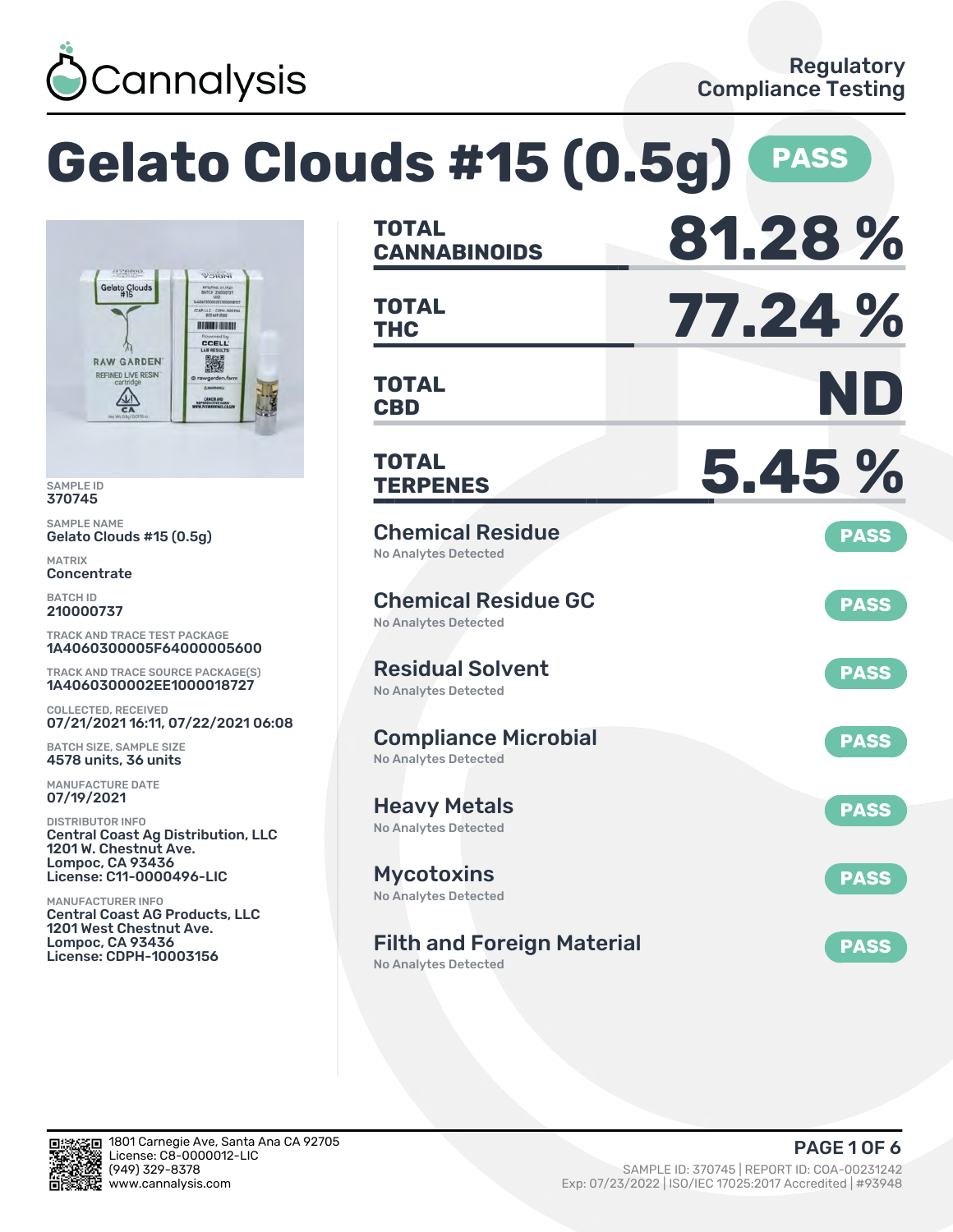# Gelato Clouds #15 (0.5g)

**PASS**

SAMPLE ID
370745

SAMPLE NAME
Gelato Clouds #15 (0.5g)

MATRIX
Concentrate

BATCH ID
210000737

TRACK AND TRACE TEST PACKAGE
1A4060300005F64000005600

TRACK AND TRACE SOURCE PACKAGE(S)
1A4060300002EE1000018727

COLLECTED, RECEIVED
07/21/2021 16:11, 07/22/2021 06:08

BATCH SIZE, SAMPLE SIZE
4578 units, 36 units

MANUFACTURE DATE
07/19/2021

DISTRIBUTOR INFO
Central Coast Ag Distribution, LLC
1201 W. Chestnut Ave.
Lompoc, CA 93436
License: C11-0000496-LIC

MANUFACTURER INFO
Central Coast AG Products, LLC
1201 West Chestnut Ave.
Lompoc, CA 93436
License: CDPH-10003156

| | |
|---|---|
| **TOTAL CANNABINOIDS** | **81.28 %** |
| **TOTAL THC** | **77.24 %** |
| **TOTAL CBD** | **ND** |
| **TOTAL TERPENES** | **5.45 %** |

| Test | Result |
|---|---|
| **Chemical Residue** — No Analytes Detected | PASS |
| **Chemical Residue GC** — No Analytes Detected | PASS |
| **Residual Solvent** — No Analytes Detected | PASS |
| **Compliance Microbial** — No Analytes Detected | PASS |
| **Heavy Metals** — No Analytes Detected | PASS |
| **Mycotoxins** — No Analytes Detected | PASS |
| **Filth and Foreign Material** — No Analytes Detected | PASS |

1801 Carnegie Ave, Santa Ana CA 92705
License: C8-0000012-LIC
(949) 329-8378
www.cannalysis.com

SAMPLE ID: 370745 | REPORT ID: COA-00231242
Exp: 07/23/2022 | ISO/IEC 17025:2017 Accredited | #93948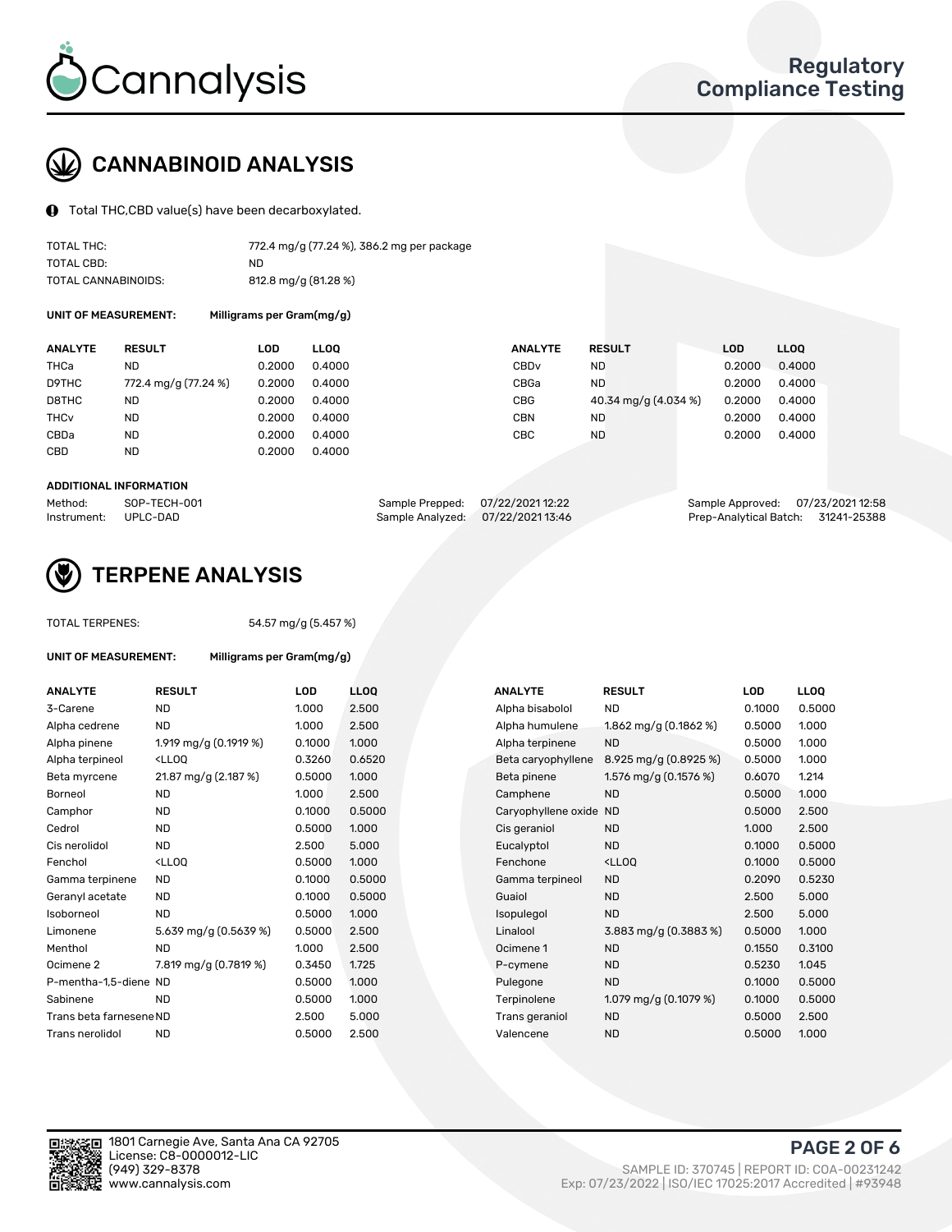Cannalysis

Regulatory Compliance Testing

## CANNABINOID ANALYSIS

Total THC,CBD value(s) have been decarboxylated.

| | |
|---|---|
| TOTAL THC: | 772.4 mg/g (77.24 %), 386.2 mg per package |
| TOTAL CBD: | ND |
| TOTAL CANNABINOIDS: | 812.8 mg/g (81.28 %) |

**UNIT OF MEASUREMENT:** Milligrams per Gram(mg/g)

| ANALYTE | RESULT | LOD | LLOQ | ANALYTE | RESULT | LOD | LLOQ |
|---|---|---|---|---|---|---|---|
| THCa | ND | 0.2000 | 0.4000 | CBDv | ND | 0.2000 | 0.4000 |
| D9THC | 772.4 mg/g (77.24 %) | 0.2000 | 0.4000 | CBGa | ND | 0.2000 | 0.4000 |
| D8THC | ND | 0.2000 | 0.4000 | CBG | 40.34 mg/g (4.034 %) | 0.2000 | 0.4000 |
| THCv | ND | 0.2000 | 0.4000 | CBN | ND | 0.2000 | 0.4000 |
| CBDa | ND | 0.2000 | 0.4000 | CBC | ND | 0.2000 | 0.4000 |
| CBD | ND | 0.2000 | 0.4000 | | | | |

**ADDITIONAL INFORMATION**

| | | | | | |
|---|---|---|---|---|---|
| Method: | SOP-TECH-001 | Sample Prepped: | 07/22/2021 12:22 | Sample Approved: | 07/23/2021 12:58 |
| Instrument: | UPLC-DAD | Sample Analyzed: | 07/22/2021 13:46 | Prep-Analytical Batch: | 31241-25388 |

## TERPENE ANALYSIS

TOTAL TERPENES: 54.57 mg/g (5.457 %)

**UNIT OF MEASUREMENT:** Milligrams per Gram(mg/g)

| ANALYTE | RESULT | LOD | LLOQ | ANALYTE | RESULT | LOD | LLOQ |
|---|---|---|---|---|---|---|---|
| 3-Carene | ND | 1.000 | 2.500 | Alpha bisabolol | ND | 0.1000 | 0.5000 |
| Alpha cedrene | ND | 1.000 | 2.500 | Alpha humulene | 1.862 mg/g (0.1862 %) | 0.5000 | 1.000 |
| Alpha pinene | 1.919 mg/g (0.1919 %) | 0.1000 | 1.000 | Alpha terpinene | ND | 0.5000 | 1.000 |
| Alpha terpineol | <LLOQ | 0.3260 | 0.6520 | Beta caryophyllene | 8.925 mg/g (0.8925 %) | 0.5000 | 1.000 |
| Beta myrcene | 21.87 mg/g (2.187 %) | 0.5000 | 1.000 | Beta pinene | 1.576 mg/g (0.1576 %) | 0.6070 | 1.214 |
| Borneol | ND | 1.000 | 2.500 | Camphene | ND | 0.5000 | 1.000 |
| Camphor | ND | 0.1000 | 0.5000 | Caryophyllene oxide | ND | 0.5000 | 2.500 |
| Cedrol | ND | 0.5000 | 1.000 | Cis geraniol | ND | 1.000 | 2.500 |
| Cis nerolidol | ND | 2.500 | 5.000 | Eucalyptol | ND | 0.1000 | 0.5000 |
| Fenchol | <LLOQ | 0.5000 | 1.000 | Fenchone | <LLOQ | 0.1000 | 0.5000 |
| Gamma terpinene | ND | 0.1000 | 0.5000 | Gamma terpineol | ND | 0.2090 | 0.5230 |
| Geranyl acetate | ND | 0.1000 | 0.5000 | Guaiol | ND | 2.500 | 5.000 |
| Isoborneol | ND | 0.5000 | 1.000 | Isopulegol | ND | 2.500 | 5.000 |
| Limonene | 5.639 mg/g (0.5639 %) | 0.5000 | 2.500 | Linalool | 3.883 mg/g (0.3883 %) | 0.5000 | 1.000 |
| Menthol | ND | 1.000 | 2.500 | Ocimene 1 | ND | 0.1550 | 0.3100 |
| Ocimene 2 | 7.819 mg/g (0.7819 %) | 0.3450 | 1.725 | P-cymene | ND | 0.5230 | 1.045 |
| P-mentha-1,5-diene | ND | 0.5000 | 1.000 | Pulegone | ND | 0.1000 | 0.5000 |
| Sabinene | ND | 0.5000 | 1.000 | Terpinolene | 1.079 mg/g (0.1079 %) | 0.1000 | 0.5000 |
| Trans beta farnesene | ND | 2.500 | 5.000 | Trans geraniol | ND | 0.5000 | 2.500 |
| Trans nerolidol | ND | 0.5000 | 2.500 | Valencene | ND | 0.5000 | 1.000 |

1801 Carnegie Ave, Santa Ana CA 92705
License: C8-0000012-LIC
(949) 329-8378
www.cannalysis.com

SAMPLE ID: 370745 | REPORT ID: COA-00231242
Exp: 07/23/2022 | ISO/IEC 17025:2017 Accredited | #93948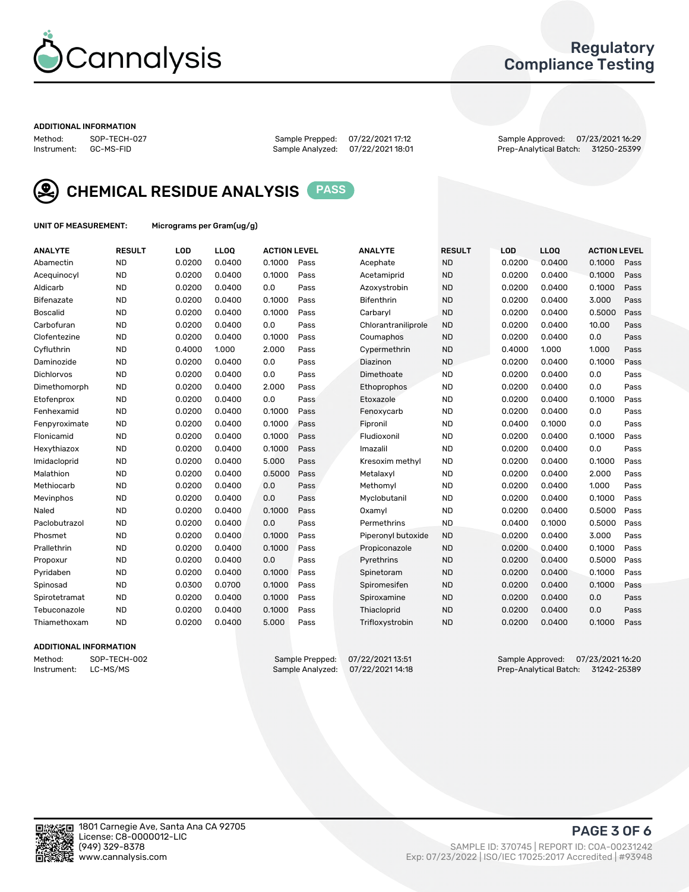# Cannalysis

## Regulatory Compliance Testing

**ADDITIONAL INFORMATION**

Method: SOP-TECH-027
Instrument: GC-MS-FID

Sample Prepped: 07/22/2021 17:12
Sample Analyzed: 07/22/2021 18:01

Sample Approved: 07/23/2021 16:29
Prep-Analytical Batch: 31250-25399

## CHEMICAL RESIDUE ANALYSIS PASS

**UNIT OF MEASUREMENT:** Micrograms per Gram(ug/g)

| ANALYTE | RESULT | LOD | LLOQ | ACTION LEVEL | | ANALYTE | RESULT | LOD | LLOQ | ACTION LEVEL | |
|---|---|---|---|---|---|---|---|---|---|---|---|
| Abamectin | ND | 0.0200 | 0.0400 | 0.1000 | Pass | Acephate | ND | 0.0200 | 0.0400 | 0.1000 | Pass |
| Acequinocyl | ND | 0.0200 | 0.0400 | 0.1000 | Pass | Acetamiprid | ND | 0.0200 | 0.0400 | 0.1000 | Pass |
| Aldicarb | ND | 0.0200 | 0.0400 | 0.0 | Pass | Azoxystrobin | ND | 0.0200 | 0.0400 | 0.1000 | Pass |
| Bifenazate | ND | 0.0200 | 0.0400 | 0.1000 | Pass | Bifenthrin | ND | 0.0200 | 0.0400 | 3.000 | Pass |
| Boscalid | ND | 0.0200 | 0.0400 | 0.1000 | Pass | Carbaryl | ND | 0.0200 | 0.0400 | 0.5000 | Pass |
| Carbofuran | ND | 0.0200 | 0.0400 | 0.0 | Pass | Chlorantraniliprole | ND | 0.0200 | 0.0400 | 10.00 | Pass |
| Clofentezine | ND | 0.0200 | 0.0400 | 0.1000 | Pass | Coumaphos | ND | 0.0200 | 0.0400 | 0.0 | Pass |
| Cyfluthrin | ND | 0.4000 | 1.000 | 2.000 | Pass | Cypermethrin | ND | 0.4000 | 1.000 | 1.000 | Pass |
| Daminozide | ND | 0.0200 | 0.0400 | 0.0 | Pass | Diazinon | ND | 0.0200 | 0.0400 | 0.1000 | Pass |
| Dichlorvos | ND | 0.0200 | 0.0400 | 0.0 | Pass | Dimethoate | ND | 0.0200 | 0.0400 | 0.0 | Pass |
| Dimethomorph | ND | 0.0200 | 0.0400 | 2.000 | Pass | Ethoprophos | ND | 0.0200 | 0.0400 | 0.0 | Pass |
| Etofenprox | ND | 0.0200 | 0.0400 | 0.0 | Pass | Etoxazole | ND | 0.0200 | 0.0400 | 0.1000 | Pass |
| Fenhexamid | ND | 0.0200 | 0.0400 | 0.1000 | Pass | Fenoxycarb | ND | 0.0200 | 0.0400 | 0.0 | Pass |
| Fenpyroximate | ND | 0.0200 | 0.0400 | 0.1000 | Pass | Fipronil | ND | 0.0400 | 0.1000 | 0.0 | Pass |
| Flonicamid | ND | 0.0200 | 0.0400 | 0.1000 | Pass | Fludioxonil | ND | 0.0200 | 0.0400 | 0.1000 | Pass |
| Hexythiazox | ND | 0.0200 | 0.0400 | 0.1000 | Pass | Imazalil | ND | 0.0200 | 0.0400 | 0.0 | Pass |
| Imidacloprid | ND | 0.0200 | 0.0400 | 5.000 | Pass | Kresoxim methyl | ND | 0.0200 | 0.0400 | 0.1000 | Pass |
| Malathion | ND | 0.0200 | 0.0400 | 0.5000 | Pass | Metalaxyl | ND | 0.0200 | 0.0400 | 2.000 | Pass |
| Methiocarb | ND | 0.0200 | 0.0400 | 0.0 | Pass | Methomyl | ND | 0.0200 | 0.0400 | 1.000 | Pass |
| Mevinphos | ND | 0.0200 | 0.0400 | 0.0 | Pass | Myclobutanil | ND | 0.0200 | 0.0400 | 0.1000 | Pass |
| Naled | ND | 0.0200 | 0.0400 | 0.1000 | Pass | Oxamyl | ND | 0.0200 | 0.0400 | 0.5000 | Pass |
| Paclobutrazol | ND | 0.0200 | 0.0400 | 0.0 | Pass | Permethrins | ND | 0.0400 | 0.1000 | 0.5000 | Pass |
| Phosmet | ND | 0.0200 | 0.0400 | 0.1000 | Pass | Piperonyl butoxide | ND | 0.0200 | 0.0400 | 3.000 | Pass |
| Prallethrin | ND | 0.0200 | 0.0400 | 0.1000 | Pass | Propiconazole | ND | 0.0200 | 0.0400 | 0.1000 | Pass |
| Propoxur | ND | 0.0200 | 0.0400 | 0.0 | Pass | Pyrethrins | ND | 0.0200 | 0.0400 | 0.5000 | Pass |
| Pyridaben | ND | 0.0200 | 0.0400 | 0.1000 | Pass | Spinetoram | ND | 0.0200 | 0.0400 | 0.1000 | Pass |
| Spinosad | ND | 0.0300 | 0.0700 | 0.1000 | Pass | Spiromesifen | ND | 0.0200 | 0.0400 | 0.1000 | Pass |
| Spirotetramat | ND | 0.0200 | 0.0400 | 0.1000 | Pass | Spiroxamine | ND | 0.0200 | 0.0400 | 0.0 | Pass |
| Tebuconazole | ND | 0.0200 | 0.0400 | 0.1000 | Pass | Thiacloprid | ND | 0.0200 | 0.0400 | 0.0 | Pass |
| Thiamethoxam | ND | 0.0200 | 0.0400 | 5.000 | Pass | Trifloxystrobin | ND | 0.0200 | 0.0400 | 0.1000 | Pass |

**ADDITIONAL INFORMATION**

Method: SOP-TECH-002
Instrument: LC-MS/MS

Sample Prepped: 07/22/2021 13:51
Sample Analyzed: 07/22/2021 14:18

Sample Approved: 07/23/2021 16:20
Prep-Analytical Batch: 31242-25389

1801 Carnegie Ave, Santa Ana CA 92705
License: C8-0000012-LIC
(949) 329-8378
www.cannalysis.com

SAMPLE ID: 370745 | REPORT ID: COA-00231242
Exp: 07/23/2022 | ISO/IEC 17025:2017 Accredited | #93948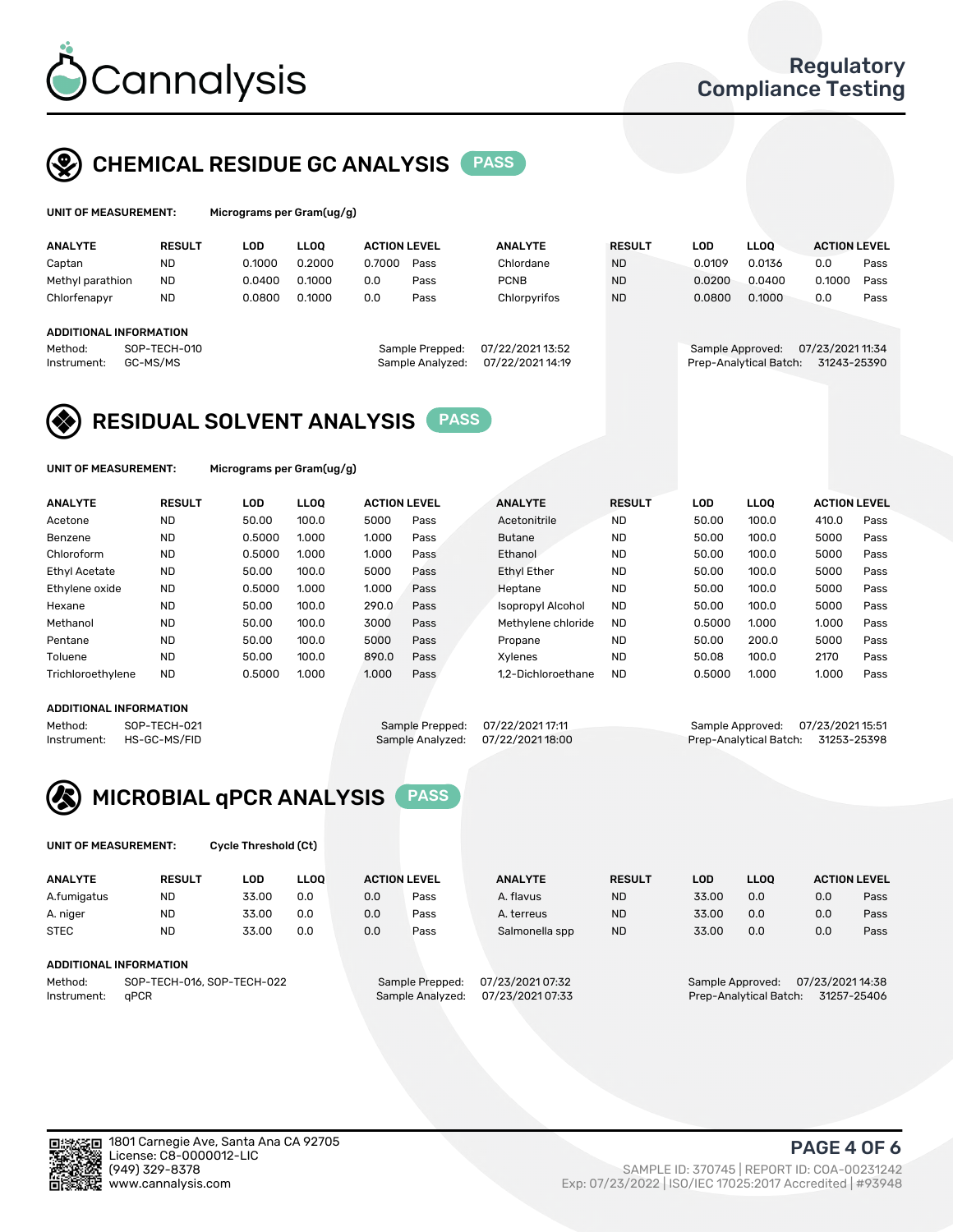# Cannalysis

Regulatory Compliance Testing

## CHEMICAL RESIDUE GC ANALYSIS PASS

**UNIT OF MEASUREMENT:** Micrograms per Gram(ug/g)

| ANALYTE | RESULT | LOD | LLOQ | ACTION LEVEL | | ANALYTE | RESULT | LOD | LLOQ | ACTION LEVEL | |
|---|---|---|---|---|---|---|---|---|---|---|---|
| Captan | ND | 0.1000 | 0.2000 | 0.7000 | Pass | Chlordane | ND | 0.0109 | 0.0136 | 0.0 | Pass |
| Methyl parathion | ND | 0.0400 | 0.1000 | 0.0 | Pass | PCNB | ND | 0.0200 | 0.0400 | 0.1000 | Pass |
| Chlorfenapyr | ND | 0.0800 | 0.1000 | 0.0 | Pass | Chlorpyrifos | ND | 0.0800 | 0.1000 | 0.0 | Pass |

**ADDITIONAL INFORMATION**

Method: SOP-TECH-010
Instrument: GC-MS/MS
Sample Prepped: 07/22/2021 13:52
Sample Analyzed: 07/22/2021 14:19
Sample Approved: 07/23/2021 11:34
Prep-Analytical Batch: 31243-25390

## RESIDUAL SOLVENT ANALYSIS PASS

**UNIT OF MEASUREMENT:** Micrograms per Gram(ug/g)

| ANALYTE | RESULT | LOD | LLOQ | ACTION LEVEL | | ANALYTE | RESULT | LOD | LLOQ | ACTION LEVEL | |
|---|---|---|---|---|---|---|---|---|---|---|---|
| Acetone | ND | 50.00 | 100.0 | 5000 | Pass | Acetonitrile | ND | 50.00 | 100.0 | 410.0 | Pass |
| Benzene | ND | 0.5000 | 1.000 | 1.000 | Pass | Butane | ND | 50.00 | 100.0 | 5000 | Pass |
| Chloroform | ND | 0.5000 | 1.000 | 1.000 | Pass | Ethanol | ND | 50.00 | 100.0 | 5000 | Pass |
| Ethyl Acetate | ND | 50.00 | 100.0 | 5000 | Pass | Ethyl Ether | ND | 50.00 | 100.0 | 5000 | Pass |
| Ethylene oxide | ND | 0.5000 | 1.000 | 1.000 | Pass | Heptane | ND | 50.00 | 100.0 | 5000 | Pass |
| Hexane | ND | 50.00 | 100.0 | 290.0 | Pass | Isopropyl Alcohol | ND | 50.00 | 100.0 | 5000 | Pass |
| Methanol | ND | 50.00 | 100.0 | 3000 | Pass | Methylene chloride | ND | 0.5000 | 1.000 | 1.000 | Pass |
| Pentane | ND | 50.00 | 100.0 | 5000 | Pass | Propane | ND | 50.00 | 200.0 | 5000 | Pass |
| Toluene | ND | 50.00 | 100.0 | 890.0 | Pass | Xylenes | ND | 50.08 | 100.0 | 2170 | Pass |
| Trichloroethylene | ND | 0.5000 | 1.000 | 1.000 | Pass | 1,2-Dichloroethane | ND | 0.5000 | 1.000 | 1.000 | Pass |

**ADDITIONAL INFORMATION**

Method: SOP-TECH-021
Instrument: HS-GC-MS/FID
Sample Prepped: 07/22/2021 17:11
Sample Analyzed: 07/22/2021 18:00
Sample Approved: 07/23/2021 15:51
Prep-Analytical Batch: 31253-25398

## MICROBIAL qPCR ANALYSIS PASS

**UNIT OF MEASUREMENT:** Cycle Threshold (Ct)

| ANALYTE | RESULT | LOD | LLOQ | ACTION LEVEL | | ANALYTE | RESULT | LOD | LLOQ | ACTION LEVEL | |
|---|---|---|---|---|---|---|---|---|---|---|---|
| A.fumigatus | ND | 33.00 | 0.0 | 0.0 | Pass | A. flavus | ND | 33.00 | 0.0 | 0.0 | Pass |
| A. niger | ND | 33.00 | 0.0 | 0.0 | Pass | A. terreus | ND | 33.00 | 0.0 | 0.0 | Pass |
| STEC | ND | 33.00 | 0.0 | 0.0 | Pass | Salmonella spp | ND | 33.00 | 0.0 | 0.0 | Pass |

**ADDITIONAL INFORMATION**

Method: SOP-TECH-016, SOP-TECH-022
Instrument: qPCR
Sample Prepped: 07/23/2021 07:32
Sample Analyzed: 07/23/2021 07:33
Sample Approved: 07/23/2021 14:38
Prep-Analytical Batch: 31257-25406

1801 Carnegie Ave, Santa Ana CA 92705
License: C8-0000012-LIC
(949) 329-8378
www.cannalysis.com

SAMPLE ID: 370745 | REPORT ID: COA-00231242
Exp: 07/23/2022 | ISO/IEC 17025:2017 Accredited | #93948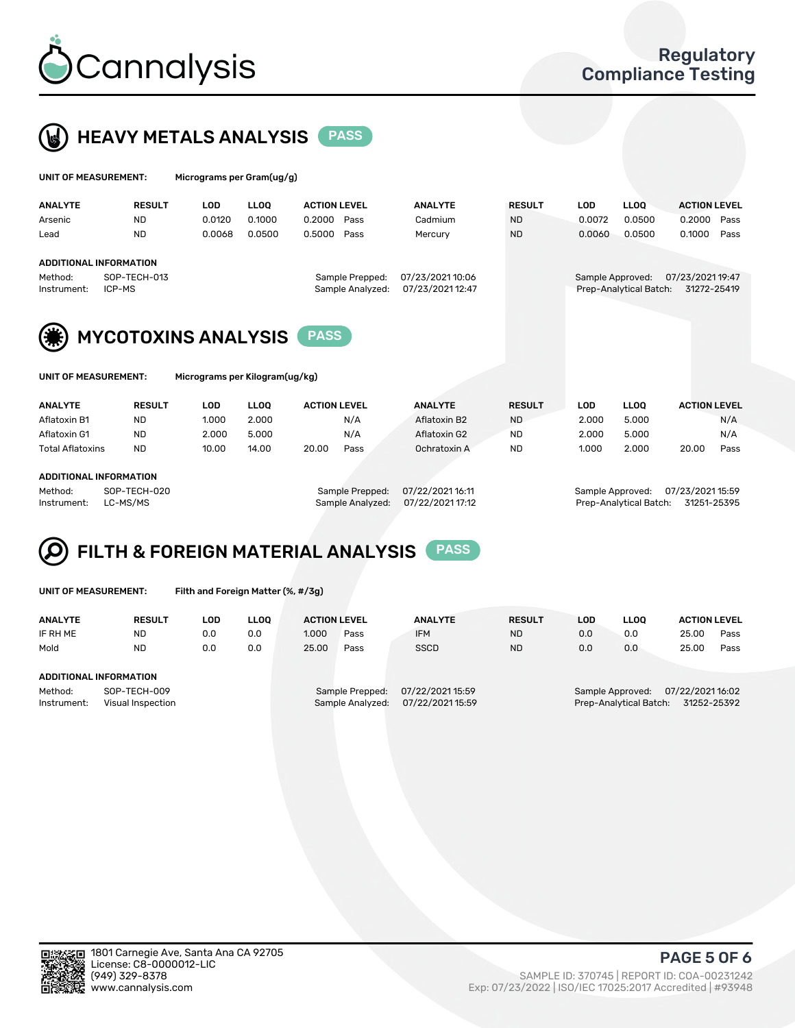# Cannalysis

**Regulatory Compliance Testing**

## HEAVY METALS ANALYSIS — PASS

**UNIT OF MEASUREMENT:** Micrograms per Gram(ug/g)

| ANALYTE | RESULT | LOD | LLOQ | ACTION LEVEL | | ANALYTE | RESULT | LOD | LLOQ | ACTION LEVEL | |
|---|---|---|---|---|---|---|---|---|---|---|---|
| Arsenic | ND | 0.0120 | 0.1000 | 0.2000 | Pass | Cadmium | ND | 0.0072 | 0.0500 | 0.2000 | Pass |
| Lead | ND | 0.0068 | 0.0500 | 0.5000 | Pass | Mercury | ND | 0.0060 | 0.0500 | 0.1000 | Pass |

**ADDITIONAL INFORMATION**

Method: SOP-TECH-013
Instrument: ICP-MS
Sample Prepped: 07/23/2021 10:06
Sample Analyzed: 07/23/2021 12:47
Sample Approved: 07/23/2021 19:47
Prep-Analytical Batch: 31272-25419

## MYCOTOXINS ANALYSIS — PASS

**UNIT OF MEASUREMENT:** Micrograms per Kilogram(ug/kg)

| ANALYTE | RESULT | LOD | LLOQ | ACTION LEVEL | | ANALYTE | RESULT | LOD | LLOQ | ACTION LEVEL | |
|---|---|---|---|---|---|---|---|---|---|---|---|
| Aflatoxin B1 | ND | 1.000 | 2.000 | | N/A | Aflatoxin B2 | ND | 2.000 | 5.000 | | N/A |
| Aflatoxin G1 | ND | 2.000 | 5.000 | | N/A | Aflatoxin G2 | ND | 2.000 | 5.000 | | N/A |
| Total Aflatoxins | ND | 10.00 | 14.00 | 20.00 | Pass | Ochratoxin A | ND | 1.000 | 2.000 | 20.00 | Pass |

**ADDITIONAL INFORMATION**

Method: SOP-TECH-020
Instrument: LC-MS/MS
Sample Prepped: 07/22/2021 16:11
Sample Analyzed: 07/22/2021 17:12
Sample Approved: 07/23/2021 15:59
Prep-Analytical Batch: 31251-25395

## FILTH & FOREIGN MATERIAL ANALYSIS — PASS

**UNIT OF MEASUREMENT:** Filth and Foreign Matter (%, #/3g)

| ANALYTE | RESULT | LOD | LLOQ | ACTION LEVEL | | ANALYTE | RESULT | LOD | LLOQ | ACTION LEVEL | |
|---|---|---|---|---|---|---|---|---|---|---|---|
| IF RH ME | ND | 0.0 | 0.0 | 1.000 | Pass | IFM | ND | 0.0 | 0.0 | 25.00 | Pass |
| Mold | ND | 0.0 | 0.0 | 25.00 | Pass | SSCD | ND | 0.0 | 0.0 | 25.00 | Pass |

**ADDITIONAL INFORMATION**

Method: SOP-TECH-009
Instrument: Visual Inspection
Sample Prepped: 07/22/2021 15:59
Sample Analyzed: 07/22/2021 15:59
Sample Approved: 07/22/2021 16:02
Prep-Analytical Batch: 31252-25392

1801 Carnegie Ave, Santa Ana CA 92705
License: C8-0000012-LIC
(949) 329-8378
www.cannalysis.com

SAMPLE ID: 370745 | REPORT ID: COA-00231242
Exp: 07/23/2022 | ISO/IEC 17025:2017 Accredited | #93948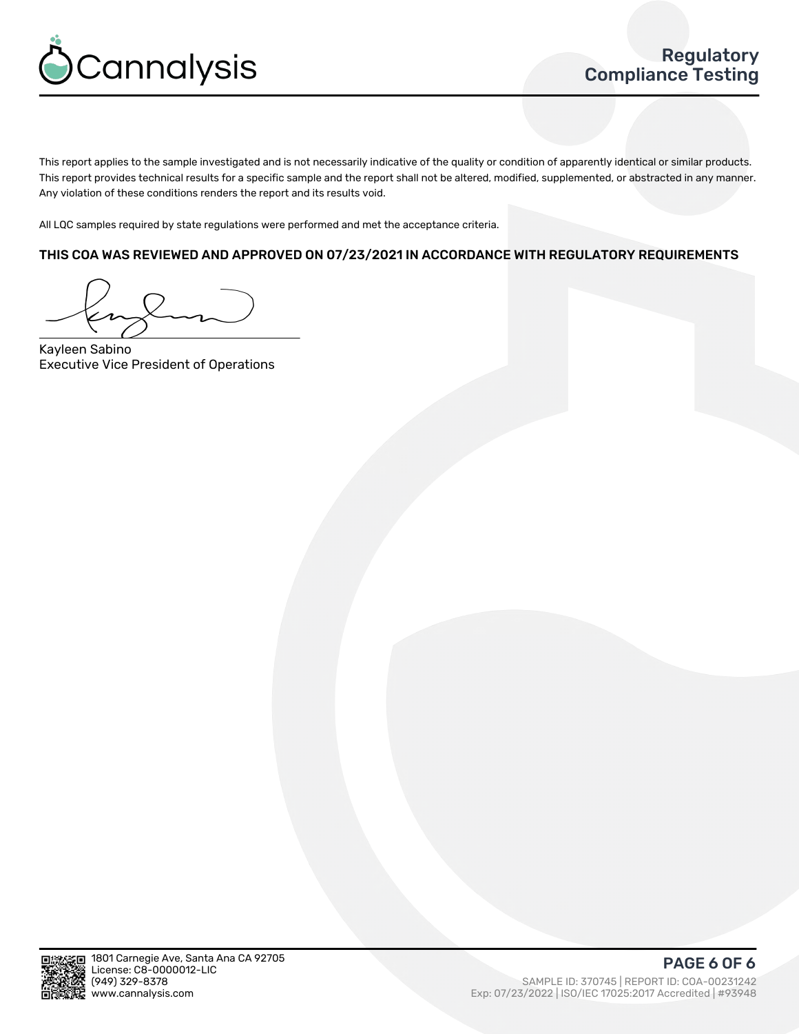This report applies to the sample investigated and is not necessarily indicative of the quality or condition of apparently identical or similar products. This report provides technical results for a specific sample and the report shall not be altered, modified, supplemented, or abstracted in any manner. Any violation of these conditions renders the report and its results void.

All LQC samples required by state regulations were performed and met the acceptance criteria.

**THIS COA WAS REVIEWED AND APPROVED ON 07/23/2021 IN ACCORDANCE WITH REGULATORY REQUIREMENTS**

Kayleen Sabino
Executive Vice President of Operations

1801 Carnegie Ave, Santa Ana CA 92705
License: C8-0000012-LIC
(949) 329-8378
www.cannalysis.com

SAMPLE ID: 370745 | REPORT ID: COA-00231242
Exp: 07/23/2022 | ISO/IEC 17025:2017 Accredited | #93948